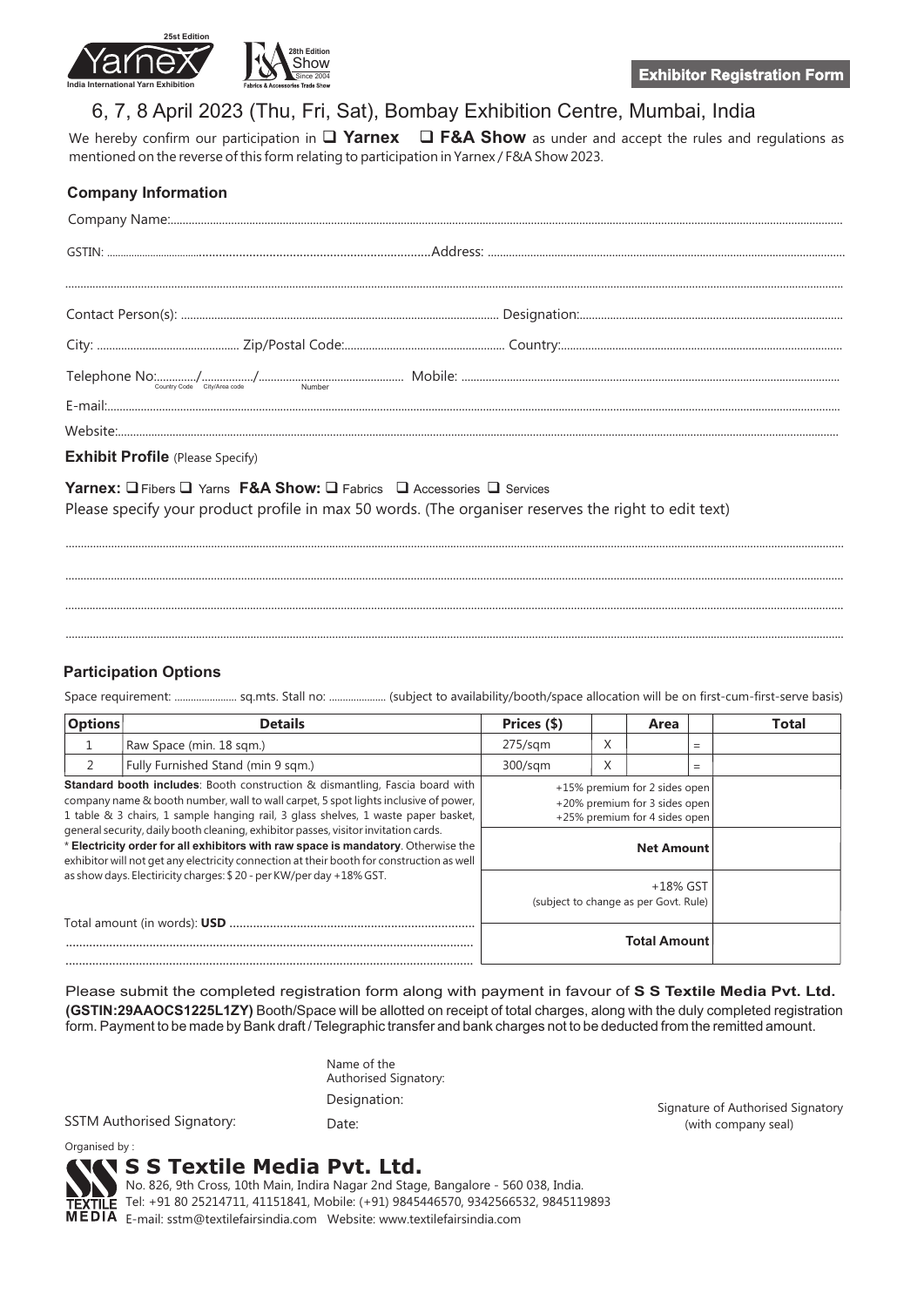25st Edition Yarnex India International Yarn Exhibition

28th Edition F&A Show Since 2004 Fabrics & Accessories Trade Show

**Exhibitor Registration Form**

# 6, 7, 8 April 2023 (Thu, Fri, Sat), Bombay Exhibition Centre, Mumbai, India

We hereby confirm our participation in ❑ **Yarnex** ❑ **F&A Show** as under and accept the rules and regulations as mentioned on the reverse of this form relating to participation in Yarnex / F&A Show 2023.

## Company Information

Company Name:...................................................................................................

GSTIN: ..................................................................Address: ...........................................................

...................................................................................................................................

Contact Person(s): .......................................................... Designation:...........................................

City: ............................ Zip/Postal Code:............................ Country:............................................

Telephone No:............/............../.............................. Mobile: .......................................................
(Country Code / City/Area code / Number)

E-mail:.................................................................................................................

Website:...............................................................................................................

## Exhibit Profile (Please Specify)

**Yarnex:** ❑ Fibers ❑ Yarns **F&A Show:** ❑ Fabrics ❑ Accessories ❑ Services

Please specify your product profile in max 50 words. (The organiser reserves the right to edit text)

...................................................................................................................................

...................................................................................................................................

...................................................................................................................................

...................................................................................................................................

## Participation Options

Space requirement: ..................... sq.mts. Stall no: .................... (subject to availability/booth/space allocation will be on first-cum-first-serve basis)

| Options | Details | Prices ($) | | Area | | Total |
|---|---|---|---|---|---|---|
| 1 | Raw Space (min. 18 sqm.) | 275/sqm | X | | = | |
| 2 | Fully Furnished Stand (min 9 sqm.) | 300/sqm | X | | = | |
| | | +15% premium for 2 sides open<br>+20% premium for 3 sides open<br>+25% premium for 4 sides open | | | | |
| | | **Net Amount** | | | | |
| | | +18% GST (subject to change as per Govt. Rule) | | | | |
| | | **Total Amount** | | | | |

**Standard booth includes**: Booth construction & dismantling, Fascia board with company name & booth number, wall to wall carpet, 5 spot lights inclusive of power, 1 table & 3 chairs, 1 sample hanging rail, 3 glass shelves, 1 waste paper basket, general security, daily booth cleaning, exhibitor passes, visitor invitation cards.

* **Electricity order for all exhibitors with raw space is mandatory**. Otherwise the exhibitor will not get any electricity connection at their booth for construction as well as show days. Electiricity charges: $ 20 - per KW/per day +18% GST.

Total amount (in words): **USD** ..........................................................................

...................................................................................................................................

...................................................................................................................................

Please submit the completed registration form along with payment in favour of **S S Textile Media Pvt. Ltd. (GSTIN:29AAOCS1225L1ZY)** Booth/Space will be allotted on receipt of total charges, along with the duly completed registration form. Payment to be made by Bank draft / Telegraphic transfer and bank charges not to be deducted from the remitted amount.

SSTM Authorised Signatory:

Name of the Authorised Signatory:

Designation:

Date:

Signature of Authorised Signatory (with company seal)

Organised by :

**S S Textile Media Pvt. Ltd.**

No. 826, 9th Cross, 10th Main, Indira Nagar 2nd Stage, Bangalore - 560 038, India.
Tel: +91 80 25214711, 41151841, Mobile: (+91) 9845446570, 9342566532, 9845119893
E-mail: sstm@textilefairsindia.com Website: www.textilefairsindia.com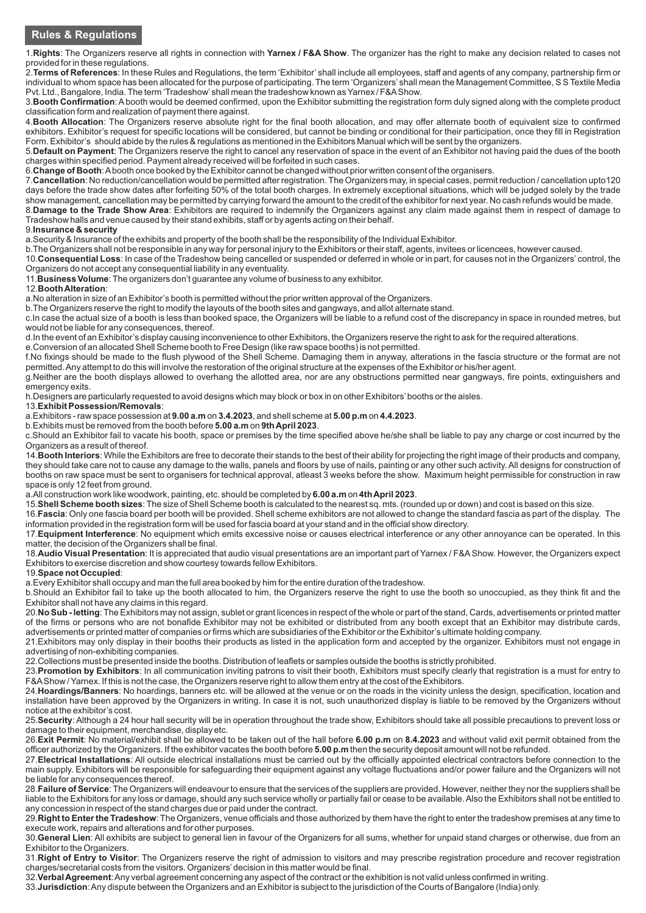## Rules & Regulations

1.**Rights**: The Organizers reserve all rights in connection with **Yarnex / F&A Show**. The organizer has the right to make any decision related to cases not provided for in these regulations.

2.**Terms of References**: In these Rules and Regulations, the term 'Exhibitor' shall include all employees, staff and agents of any company, partnership firm or individual to whom space has been allocated for the purpose of participating. The term 'Organizers' shall mean the Management Committee, S S Textile Media Pvt. Ltd., Bangalore, India. The term 'Tradeshow' shall mean the tradeshow known as Yarnex / F&A Show.

3.**Booth Confirmation**: A booth would be deemed confirmed, upon the Exhibitor submitting the registration form duly signed along with the complete product classification form and realization of payment there against.

4.**Booth Allocation**: The Organizers reserve absolute right for the final booth allocation, and may offer alternate booth of equivalent size to confirmed exhibitors. Exhibitor's request for specific locations will be considered, but cannot be binding or conditional for their participation, once they fill in Registration Form. Exhibitor's should abide by the rules & regulations as mentioned in the Exhibitors Manual which will be sent by the organizers.

5.**Default on Payment**: The Organizers reserve the right to cancel any reservation of space in the event of an Exhibitor not having paid the dues of the booth charges within specified period. Payment already received will be forfeited in such cases.

6.**Change of Booth**: A booth once booked by the Exhibitor cannot be changed without prior written consent of the organisers.

7.**Cancellation**: No reduction/cancellation would be permitted after registration. The Organizers may, in special cases, permit reduction / cancellation upto120 days before the trade show dates after forfeiting 50% of the total booth charges. In extremely exceptional situations, which will be judged solely by the trade show management, cancellation may be permitted by carrying forward the amount to the credit of the exhibitor for next year. No cash refunds would be made.

8.**Damage to the Trade Show Area**: Exhibitors are required to indemnify the Organizers against any claim made against them in respect of damage to Tradeshow halls and venue caused by their stand exhibits, staff or by agents acting on their behalf.

9.**Insurance & security**

a.Security & Insurance of the exhibits and property of the booth shall be the responsibility of the Individual Exhibitor.

b.The Organizers shall not be responsible in any way for personal injury to the Exhibitors or their staff, agents, invitees or licencees, however caused.

10.**Consequential Loss**: In case of the Tradeshow being cancelled or suspended or deferred in whole or in part, for causes not in the Organizers' control, the Organizers do not accept any consequential liability in any eventuality.

11.**Business Volume**: The organizers don't guarantee any volume of business to any exhibitor.

12.**Booth Alteration**:

a.No alteration in size of an Exhibitor's booth is permitted without the prior written approval of the Organizers.

b.The Organizers reserve the right to modify the layouts of the booth sites and gangways, and allot alternate stand.

c.In case the actual size of a booth is less than booked space, the Organizers will be liable to a refund cost of the discrepancy in space in rounded metres, but would not be liable for any consequences, thereof.

d.In the event of an Exhibitor's display causing inconvenience to other Exhibitors, the Organizers reserve the right to ask for the required alterations.

e.Conversion of an allocated Shell Scheme booth to Free Design (like raw space booths) is not permitted.

f.No fixings should be made to the flush plywood of the Shell Scheme. Damaging them in anyway, alterations in the fascia structure or the format are not permitted. Any attempt to do this will involve the restoration of the original structure at the expenses of the Exhibitor or his/her agent.

g.Neither are the booth displays allowed to overhang the allotted area, nor are any obstructions permitted near gangways, fire points, extinguishers and emergency exits.

h.Designers are particularly requested to avoid designs which may block or box in on other Exhibitors' booths or the aisles.

13.**Exhibit Possession/Removals**:

a.Exhibitors - raw space possession at **9.00 a.m** on **3.4.2023**, and shell scheme at **5.00 p.m** on **4.4.2023**.

b.Exhibits must be removed from the booth before **5.00 a.m** on **9th April 2023**.

c.Should an Exhibitor fail to vacate his booth, space or premises by the time specified above he/she shall be liable to pay any charge or cost incurred by the Organizers as a result of thereof.

14.**Booth Interiors**: While the Exhibitors are free to decorate their stands to the best of their ability for projecting the right image of their products and company, they should take care not to cause any damage to the walls, panels and floors by use of nails, painting or any other such activity. All designs for construction of booths on raw space must be sent to organisers for technical approval, atleast 3 weeks before the show. Maximum height permissible for construction in raw space is only 12 feet from ground.

a.All construction work like woodwork, painting, etc. should be completed by **6.00 a.m** on **4th April 2023**.

15.**Shell Scheme booth sizes**: The size of Shell Scheme booth is calculated to the nearest sq. mts. (rounded up or down) and cost is based on this size.

16.**Fascia**: Only one fascia board per booth will be provided. Shell scheme exhibitors are not allowed to change the standard fascia as part of the display. The information provided in the registration form will be used for fascia board at your stand and in the official show directory.

17.**Equipment Interference**: No equipment which emits excessive noise or causes electrical interference or any other annoyance can be operated. In this matter, the decision of the Organizers shall be final.

18.**Audio Visual Presentation**: It is appreciated that audio visual presentations are an important part of Yarnex / F&A Show. However, the Organizers expect Exhibitors to exercise discretion and show courtesy towards fellow Exhibitors.

19.**Space not Occupied**:

a.Every Exhibitor shall occupy and man the full area booked by him for the entire duration of the tradeshow.

b.Should an Exhibitor fail to take up the booth allocated to him, the Organizers reserve the right to use the booth so unoccupied, as they think fit and the Exhibitor shall not have any claims in this regard.

20.**No Sub - letting**: The Exhibitors may not assign, sublet or grant licences in respect of the whole or part of the stand, Cards, advertisements or printed matter of the firms or persons who are not bonafide Exhibitor may not be exhibited or distributed from any booth except that an Exhibitor may distribute cards, advertisements or printed matter of companies or firms which are subsidiaries of the Exhibitor or the Exhibitor's ultimate holding company.

21.Exhibitors may only display in their booths their products as listed in the application form and accepted by the organizer. Exhibitors must not engage in advertising of non-exhibiting companies.

22.Collections must be presented inside the booths. Distribution of leaflets or samples outside the booths is strictly prohibited.

23.**Promotion by Exhibitors**: In all communication inviting patrons to visit their booth, Exhibitors must specify clearly that registration is a must for entry to F&A Show / Yarnex. If this is not the case, the Organizers reserve right to allow them entry at the cost of the Exhibitors.

24.**Hoardings/Banners**: No hoardings, banners etc. will be allowed at the venue or on the roads in the vicinity unless the design, specification, location and installation have been approved by the Organizers in writing. In case it is not, such unauthorized display is liable to be removed by the Organizers without notice at the exhibitor's cost.

25.**Security**: Although a 24 hour hall security will be in operation throughout the trade show, Exhibitors should take all possible precautions to prevent loss or damage to their equipment, merchandise, display etc.

26.**Exit Permit**: No material/exhibit shall be allowed to be taken out of the hall before **6.00 p.m** on **8.4.2023** and without valid exit permit obtained from the officer authorized by the Organizers. If the exhibitor vacates the booth before **5.00 p.m** then the security deposit amount will not be refunded.

27.**Electrical Installations**: All outside electrical installations must be carried out by the officially appointed electrical contractors before connection to the main supply. Exhibitors will be responsible for safeguarding their equipment against any voltage fluctuations and/or power failure and the Organizers will not be liable for any consequences thereof.

28.**Failure of Service**: The Organizers will endeavour to ensure that the services of the suppliers are provided. However, neither they nor the suppliers shall be liable to the Exhibitors for any loss or damage, should any such service wholly or partially fail or cease to be available. Also the Exhibitors shall not be entitled to any concession in respect of the stand charges due or paid under the contract.

29.**Right to Enter the Tradeshow**: The Organizers, venue officials and those authorized by them have the right to enter the tradeshow premises at any time to execute work, repairs and alterations and for other purposes.

30.**General Lien**: All exhibits are subject to general lien in favour of the Organizers for all sums, whether for unpaid stand charges or otherwise, due from an Exhibitor to the Organizers.

31.**Right of Entry to Visitor**: The Organizers reserve the right of admission to visitors and may prescribe registration procedure and recover registration charges/secretarial costs from the visitors. Organizers' decision in this matter would be final.

32.**Verbal Agreement**: Any verbal agreement concerning any aspect of the contract or the exhibition is not valid unless confirmed in writing.

33.**Jurisdiction**: Any dispute between the Organizers and an Exhibitor is subject to the jurisdiction of the Courts of Bangalore (India) only.